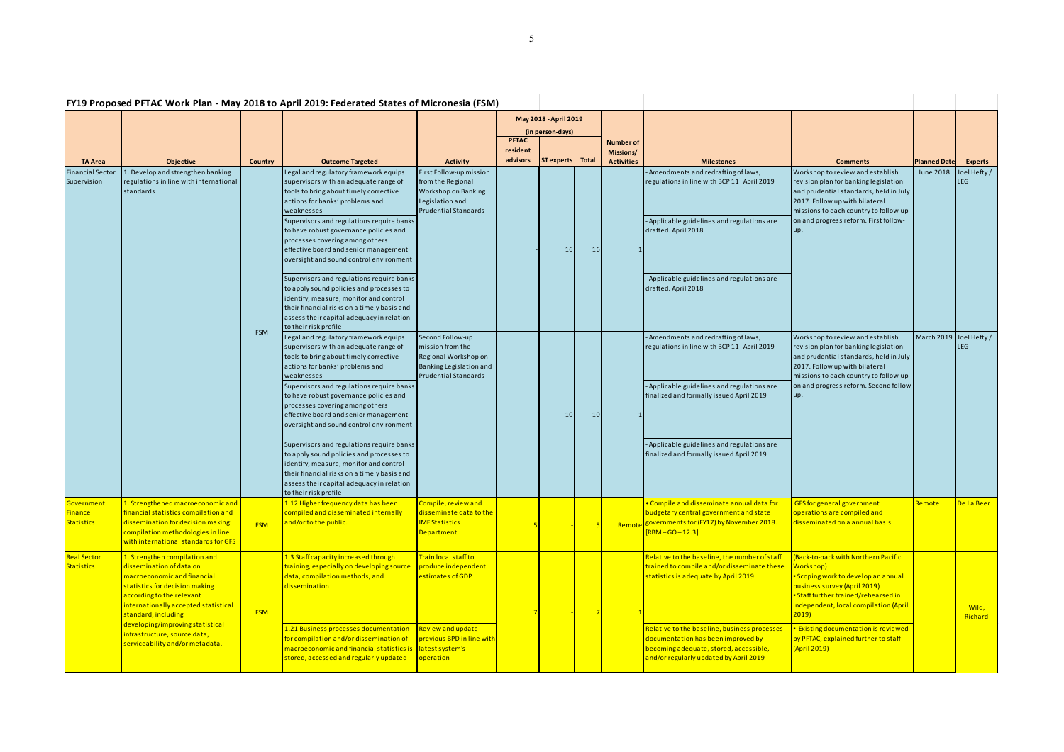**FY19 Proposed PFTAC Work Plan - May 2018 to April 2019: Federated States of Micronesia (FSM)**

| TA Area | Objective | Country | Outcome Targeted | Activity | May 2018 - April 2019 (in person-days) PFTAC resident advisors | ST experts | Total | Number of Missions/ Activities | Milestones | Comments | Planned Date | Experts |
|---|---|---|---|---|---|---|---|---|---|---|---|---|
| Financial Sector Supervision | 1. Develop and strengthen banking regulations in line with international standards | FSM | Legal and regulatory framework equips supervisors with an adequate range of tools to bring about timely corrective actions for banks' problems and weaknesses | First Follow-up mission from the Regional Workshop on Banking Legislation and Prudential Standards | - | 16 | 16 | 1 | - Amendments and redrafting of laws, regulations in line with BCP 11 April 2019 | Workshop to review and establish revision plan for banking legislation and prudential standards, held in July 2017. Follow up with bilateral missions to each country to follow-up on and progress reform. First follow-up. | June 2018 | Joel Hefty / LEG |
| | | | Supervisors and regulations require banks to have robust governance policies and processes covering among others effective board and senior management oversight and sound control environment | | | | | | - Applicable guidelines and regulations are drafted. April 2018 | | | |
| | | | Supervisors and regulations require banks to apply sound policies and processes to identify, measure, monitor and control their financial risks on a timely basis and assess their capital adequacy in relation to their risk profile | | | | | | - Applicable guidelines and regulations are drafted. April 2018 | | | |
| | | | Legal and regulatory framework equips supervisors with an adequate range of tools to bring about timely corrective actions for banks' problems and weaknesses | Second Follow-up mission from the Regional Workshop on Banking Legislation and Prudential Standards | - | 10 | 10 | 1 | - Amendments and redrafting of laws, regulations in line with BCP 11 April 2019 | Workshop to review and establish revision plan for banking legislation and prudential standards, held in July 2017. Follow up with bilateral missions to each country to follow-up on and progress reform. Second follow-up. | March 2019 | Joel Hefty / LEG |
| | | | Supervisors and regulations require banks to have robust governance policies and processes covering among others effective board and senior management oversight and sound control environment | | | | | | - Applicable guidelines and regulations are finalized and formally issued April 2019 | | | |
| | | | Supervisors and regulations require banks to apply sound policies and processes to identify, measure, monitor and control their financial risks on a timely basis and assess their capital adequacy in relation to their risk profile | | | | | | - Applicable guidelines and regulations are finalized and formally issued April 2019 | | | |
| Government Finance Statistics | 1. Strengthened macroeconomic and financial statistics compilation and dissemination for decision making: compilation methodologies in line with international standards for GFS | FSM | 1.12 Higher frequency data has been compiled and disseminated internally and/or to the public. | Compile, review and disseminate data to the IMF Statistics Department. | 5 | | 5 | Remote | • Compile and disseminate annual data for budgetary central government and state governments for (FY17) by November 2018. [RBM – GO – 12.3] | GFS for general government operations are compiled and disseminated on a annual basis. | Remote | De La Beer |
| Real Sector Statistics | 1. Strengthen compilation and dissemination of data on macroeconomic and financial statistics for decision making according to the relevant internationally accepted statistical standard, including developing/improving statistical infrastructure, source data, serviceability and/or metadata. | FSM | 1.3 Staff capacity increased through training, especially on developing source data, compilation methods, and dissemination | Train local staff to produce independent estimates of GDP | 7 | - | 7 | 1 | Relative to the baseline, the number of staff trained to compile and/or disseminate these statistics is adequate by April 2019 | (Back-to-back with Northern Pacific Workshop)<br>• Scoping work to develop an annual business survey (April 2019)<br>• Staff further trained/rehearsed in independent, local compilation (April 2019) | | Wild, Richard |
| | | | 1.21 Business processes documentation for compilation and/or dissemination of macroeconomic and financial statistics is stored, accessed and regularly updated | Review and update previous BPD in line with latest system's operation | | | | | Relative to the baseline, business processes documentation has been improved by becoming adequate, stored, accessible, and/or regularly updated by April 2019 | • Existing documentation is reviewed by PFTAC, explained further to staff (April 2019) | | |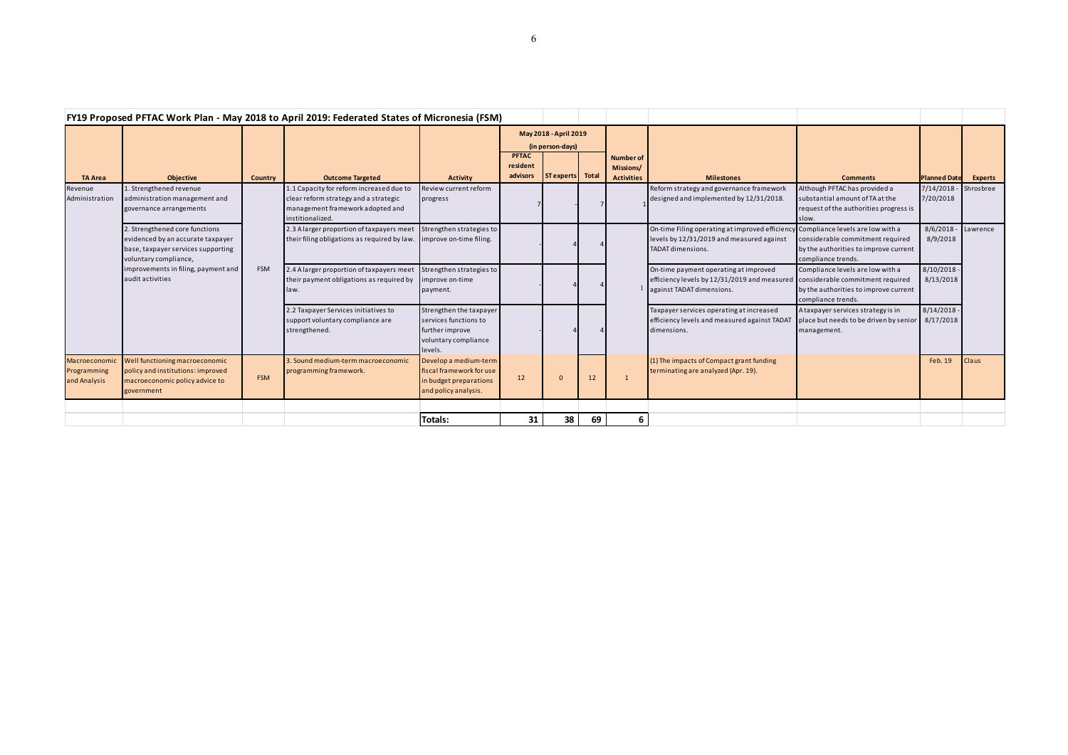## FY19 Proposed PFTAC Work Plan - May 2018 to April 2019: Federated States of Micronesia (FSM)

| TA Area | Objective | Country | Outcome Targeted | Activity | May 2018 - April 2019 (in person-days) PFTAC resident advisors | ST experts | Total | Number of Missions/ Activities | Milestones | Comments | Planned Date | Experts |
|---|---|---|---|---|---|---|---|---|---|---|---|---|
| Revenue Administration | 1. Strengthened revenue administration management and governance arrangements | FSM | 1.1 Capacity for reform increased due to clear reform strategy and a strategic management framework adopted and institutionalized. | Review current reform progress | 7 | - | 7 | 1 | Reform strategy and governance framework designed and implemented by 12/31/2018. | Although PFTAC has provided a substantial amount of TA at the request of the authorities progress is slow. | 7/14/2018 - 7/20/2018 | Shrosbree |
| | 2. Strengthened core functions evidenced by an accurate taxpayer base, taxpayer services supporting voluntary compliance, improvements in filing, payment and audit activities | | 2.3 A larger proportion of taxpayers meet their filing obligations as required by law. | Strengthen strategies to improve on-time filing. | - | 4 | 4 | 1 | On-time Filing operating at improved efficiency levels by 12/31/2019 and measured against TADAT dimensions. | Compliance levels are low with a considerable commitment required by the authorities to improve current compliance trends. | 8/6/2018 - 8/9/2018 | Lawrence |
| | | | 2.4 A larger proportion of taxpayers meet their payment obligations as required by law. | Strengthen strategies to improve on-time payment. | - | 4 | 4 | | On-time payment operating at improved efficiency levels by 12/31/2019 and measured against TADAT dimensions. | Compliance levels are low with a considerable commitment required by the authorities to improve current compliance trends. | 8/10/2018 - 8/13/2018 | |
| | | | 2.2 Taxpayer Services initiatives to support voluntary compliance are strengthened. | Strengthen the taxpayer services functions to further improve voluntary compliance levels. | - | 4 | 4 | | Taxpayer services operating at increased efficiency levels and measured against TADAT dimensions. | A taxpayer services strategy is in place but needs to be driven by senior management. | 8/14/2018 - 8/17/2018 | |
| Macroeconomic Programming and Analysis | Well functioning macroeconomic policy and institutions: improved macroeconomic policy advice to government | FSM | 3. Sound medium-term macroeconomic programming framework. | Develop a medium-term fiscal framework for use in budget preparations and policy analysis. | 12 | 0 | 12 | 1 | (1) The impacts of Compact grant funding terminating are analyzed (Apr. 19). | | Feb. 19 | Claus |
| | | | | **Totals:** | **31** | **38** | **69** | **6** | | | | |